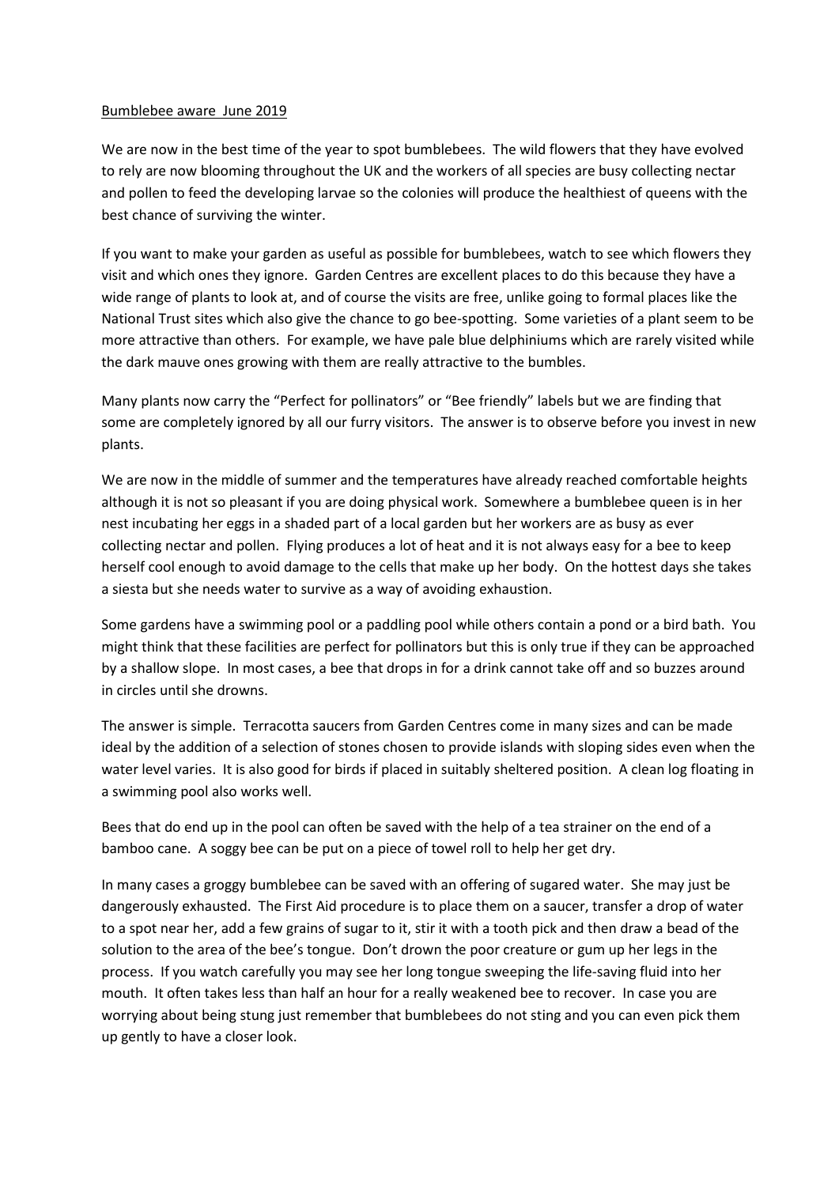<u>Bumblebee aware June 2019</u>

We are now in the best time of the year to spot bumblebees. The wild flowers that they have evolved to rely are now blooming throughout the UK and the workers of all species are busy collecting nectar and pollen to feed the developing larvae so the colonies will produce the healthiest of queens with the best chance of surviving the winter.

If you want to make your garden as useful as possible for bumblebees, watch to see which flowers they visit and which ones they ignore. Garden Centres are excellent places to do this because they have a wide range of plants to look at, and of course the visits are free, unlike going to formal places like the National Trust sites which also give the chance to go bee-spotting. Some varieties of a plant seem to be more attractive than others. For example, we have pale blue delphiniums which are rarely visited while the dark mauve ones growing with them are really attractive to the bumbles.

Many plants now carry the "Perfect for pollinators" or "Bee friendly" labels but we are finding that some are completely ignored by all our furry visitors. The answer is to observe before you invest in new plants.

We are now in the middle of summer and the temperatures have already reached comfortable heights although it is not so pleasant if you are doing physical work. Somewhere a bumblebee queen is in her nest incubating her eggs in a shaded part of a local garden but her workers are as busy as ever collecting nectar and pollen. Flying produces a lot of heat and it is not always easy for a bee to keep herself cool enough to avoid damage to the cells that make up her body. On the hottest days she takes a siesta but she needs water to survive as a way of avoiding exhaustion.

Some gardens have a swimming pool or a paddling pool while others contain a pond or a bird bath. You might think that these facilities are perfect for pollinators but this is only true if they can be approached by a shallow slope. In most cases, a bee that drops in for a drink cannot take off and so buzzes around in circles until she drowns.

The answer is simple. Terracotta saucers from Garden Centres come in many sizes and can be made ideal by the addition of a selection of stones chosen to provide islands with sloping sides even when the water level varies. It is also good for birds if placed in suitably sheltered position. A clean log floating in a swimming pool also works well.

Bees that do end up in the pool can often be saved with the help of a tea strainer on the end of a bamboo cane. A soggy bee can be put on a piece of towel roll to help her get dry.

In many cases a groggy bumblebee can be saved with an offering of sugared water. She may just be dangerously exhausted. The First Aid procedure is to place them on a saucer, transfer a drop of water to a spot near her, add a few grains of sugar to it, stir it with a tooth pick and then draw a bead of the solution to the area of the bee's tongue. Don't drown the poor creature or gum up her legs in the process. If you watch carefully you may see her long tongue sweeping the life-saving fluid into her mouth. It often takes less than half an hour for a really weakened bee to recover. In case you are worrying about being stung just remember that bumblebees do not sting and you can even pick them up gently to have a closer look.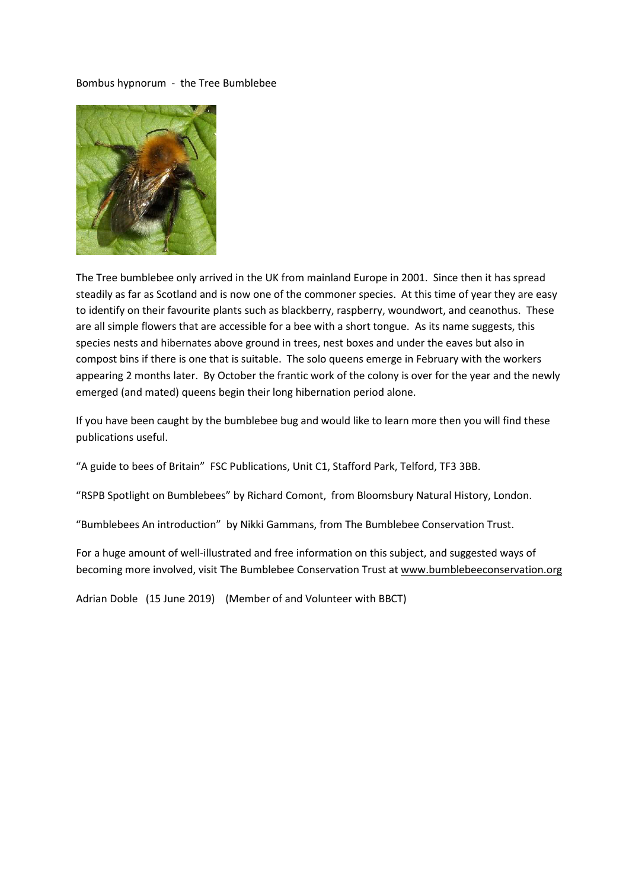Bombus hypnorum - the Tree Bumblebee

The Tree bumblebee only arrived in the UK from mainland Europe in 2001. Since then it has spread steadily as far as Scotland and is now one of the commoner species. At this time of year they are easy to identify on their favourite plants such as blackberry, raspberry, woundwort, and ceanothus. These are all simple flowers that are accessible for a bee with a short tongue. As its name suggests, this species nests and hibernates above ground in trees, nest boxes and under the eaves but also in compost bins if there is one that is suitable. The solo queens emerge in February with the workers appearing 2 months later. By October the frantic work of the colony is over for the year and the newly emerged (and mated) queens begin their long hibernation period alone.

If you have been caught by the bumblebee bug and would like to learn more then you will find these publications useful.

"A guide to bees of Britain" FSC Publications, Unit C1, Stafford Park, Telford, TF3 3BB.

"RSPB Spotlight on Bumblebees" by Richard Comont, from Bloomsbury Natural History, London.

"Bumblebees An introduction" by Nikki Gammans, from The Bumblebee Conservation Trust.

For a huge amount of well-illustrated and free information on this subject, and suggested ways of becoming more involved, visit The Bumblebee Conservation Trust at www.bumblebeeconservation.org

Adrian Doble (15 June 2019) (Member of and Volunteer with BBCT)